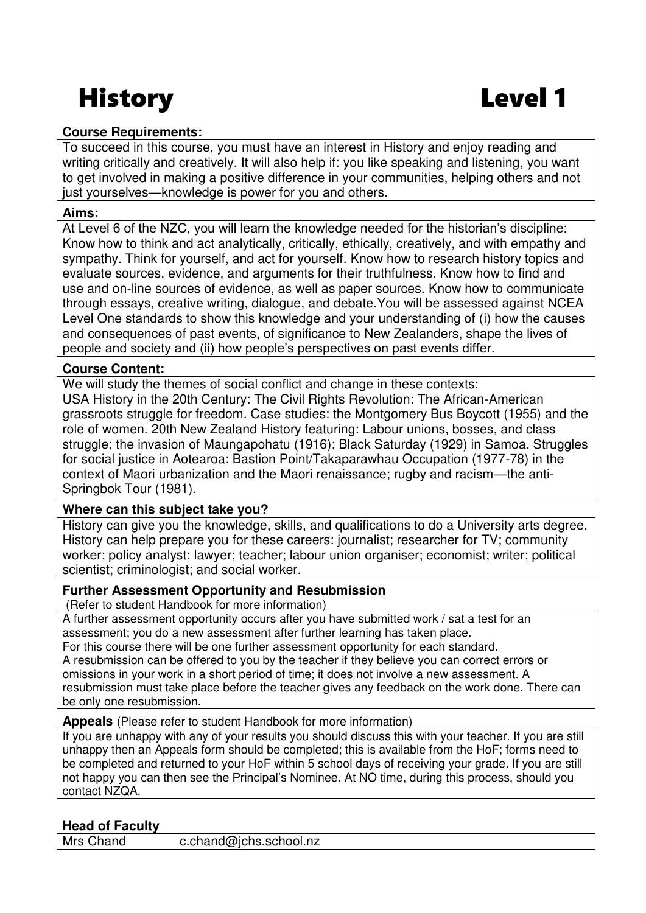# History Level 1

**Course Requirements:**

To succeed in this course, you must have an interest in History and enjoy reading and writing critically and creatively. It will also help if: you like speaking and listening, you want to get involved in making a positive difference in your communities, helping others and not just yourselves—knowledge is power for you and others.

**Aims:**

At Level 6 of the NZC, you will learn the knowledge needed for the historian's discipline: Know how to think and act analytically, critically, ethically, creatively, and with empathy and sympathy. Think for yourself, and act for yourself. Know how to research history topics and evaluate sources, evidence, and arguments for their truthfulness. Know how to find and use and on-line sources of evidence, as well as paper sources. Know how to communicate through essays, creative writing, dialogue, and debate.You will be assessed against NCEA Level One standards to show this knowledge and your understanding of (i) how the causes and consequences of past events, of significance to New Zealanders, shape the lives of people and society and (ii) how people's perspectives on past events differ.

**Course Content:**

We will study the themes of social conflict and change in these contexts:
USA History in the 20th Century: The Civil Rights Revolution: The African-American grassroots struggle for freedom. Case studies: the Montgomery Bus Boycott (1955) and the role of women. 20th New Zealand History featuring: Labour unions, bosses, and class struggle; the invasion of Maungapohatu (1916); Black Saturday (1929) in Samoa. Struggles for social justice in Aotearoa: Bastion Point/Takaparawhau Occupation (1977-78) in the context of Maori urbanization and the Maori renaissance; rugby and racism—the anti-Springbok Tour (1981).

**Where can this subject take you?**

History can give you the knowledge, skills, and qualifications to do a University arts degree. History can help prepare you for these careers: journalist; researcher for TV; community worker; policy analyst; lawyer; teacher; labour union organiser; economist; writer; political scientist; criminologist; and social worker.

**Further Assessment Opportunity and Resubmission**
(Refer to student Handbook for more information)

A further assessment opportunity occurs after you have submitted work / sat a test for an assessment; you do a new assessment after further learning has taken place.
For this course there will be one further assessment opportunity for each standard.
A resubmission can be offered to you by the teacher if they believe you can correct errors or omissions in your work in a short period of time; it does not involve a new assessment. A resubmission must take place before the teacher gives any feedback on the work done. There can be only one resubmission.

**Appeals** (Please refer to student Handbook for more information)

If you are unhappy with any of your results you should discuss this with your teacher. If you are still unhappy then an Appeals form should be completed; this is available from the HoF; forms need to be completed and returned to your HoF within 5 school days of receiving your grade. If you are still not happy you can then see the Principal's Nominee. At NO time, during this process, should you contact NZQA.

**Head of Faculty**

Mrs Chand c.chand@jchs.school.nz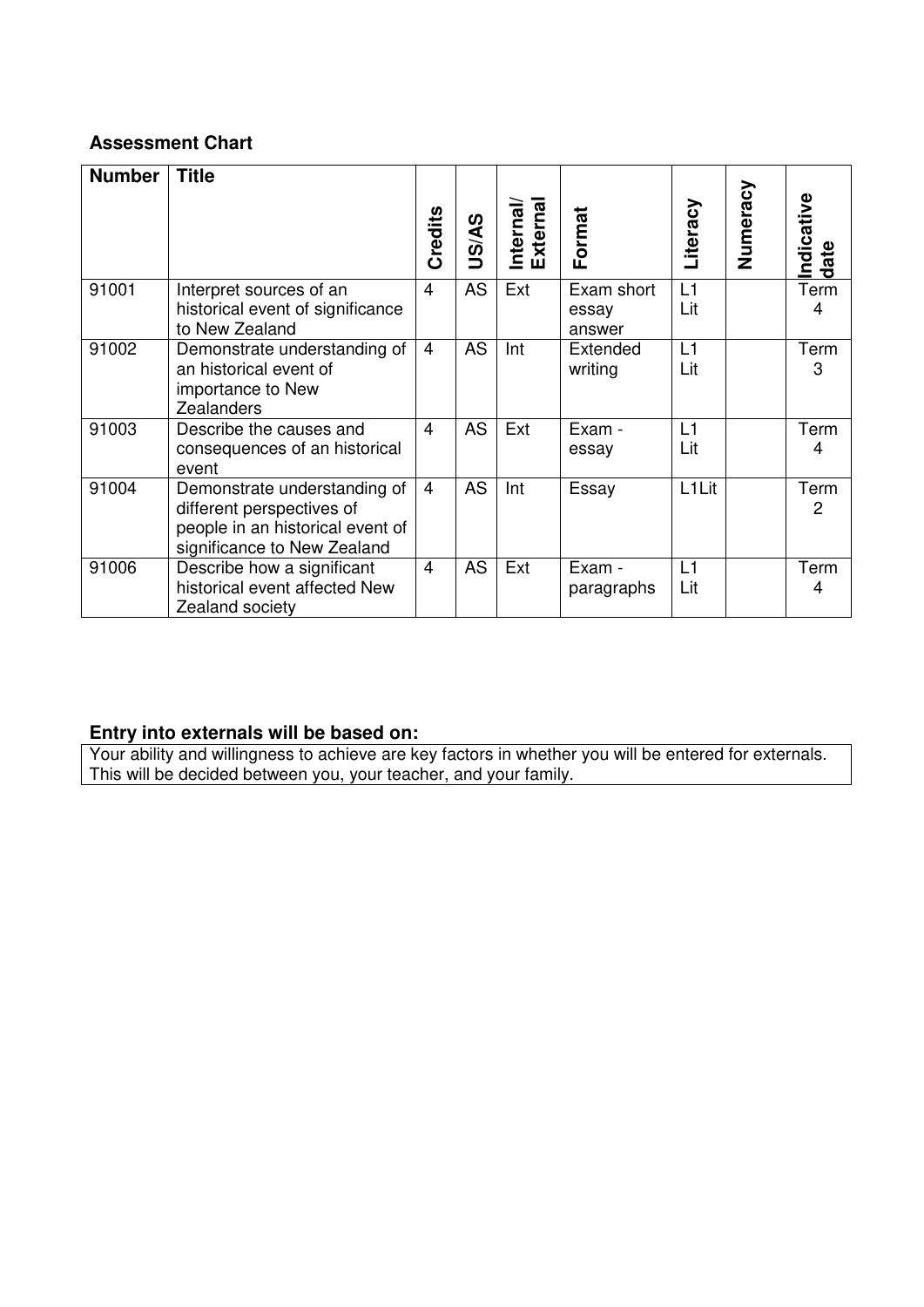### Assessment Chart

| Number | Title | Credits | US/AS | Internal/ External | Format | Literacy | Numeracy | Indicative date |
|---|---|---|---|---|---|---|---|---|
| 91001 | Interpret sources of an historical event of significance to New Zealand | 4 | AS | Ext | Exam short essay answer | L1 Lit | | Term 4 |
| 91002 | Demonstrate understanding of an historical event of importance to New Zealanders | 4 | AS | Int | Extended writing | L1 Lit | | Term 3 |
| 91003 | Describe the causes and consequences of an historical event | 4 | AS | Ext | Exam - essay | L1 Lit | | Term 4 |
| 91004 | Demonstrate understanding of different perspectives of people in an historical event of significance to New Zealand | 4 | AS | Int | Essay | L1Lit | | Term 2 |
| 91006 | Describe how a significant historical event affected New Zealand society | 4 | AS | Ext | Exam - paragraphs | L1 Lit | | Term 4 |

### Entry into externals will be based on:

Your ability and willingness to achieve are key factors in whether you will be entered for externals. This will be decided between you, your teacher, and your family.